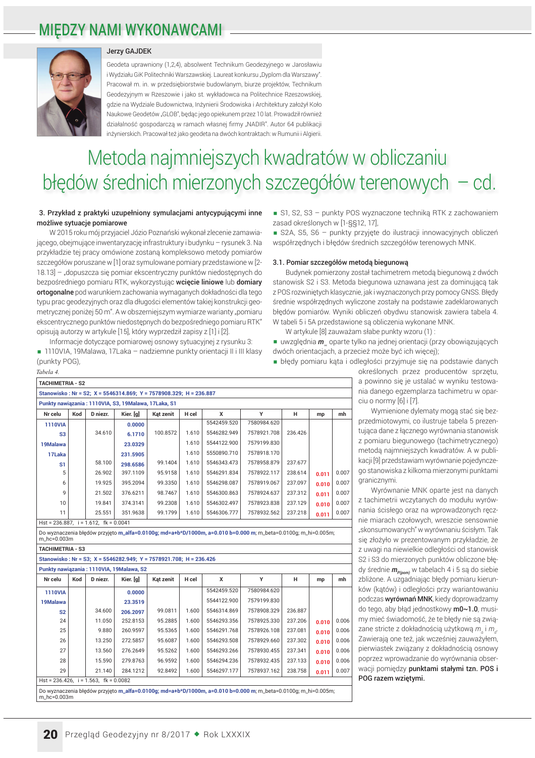# MIĘDZY NAMI WYKONAWCAMI

**Jerzy GAJDEK**

Geodeta uprawniony (1,2,4), absolwent Technikum Geodezyjnego w Jarosławiu i Wydziału GiK Politechniki Warszawskiej. Laureat konkursu „Dyplom dla Warszawy". Pracował m. in. w przedsiębiorstwie budowlanym, biurze projektów, Technikum Geodezyjnym w Rzeszowie i jako st. wykładowca na Politechnice Rzeszowskiej, gdzie na Wydziale Budownictwa, Inżynierii Środowiska i Architektury założył Koło Naukowe Geodetów „GLOB", będąc jego opiekunem przez 10 lat. Prowadził również działalność gospodarczą w ramach własnej firmy „NADIR". Autor 64 publikacji inżynierskich. Pracował też jako geodeta na dwóch kontraktach: w Rumunii i Algierii.

# Metoda najmniejszych kwadratów w obliczaniu błędów średnich mierzonych szczegółów terenowych – cd.

**3. Przykład z praktyki uzupełniony symulacjami antycypującymi inne możliwe sytuacje pomiarowe**

W 2015 roku mój przyjaciel Józio Poznański wykonał zlecenie zamawiającego, obejmujące inwentaryzację infrastruktury i budynku – rysunek 3. Na przykładzie tej pracy omówione zostaną kompleksowo metody pomiarów szczegółów poruszane w [1] oraz symulowane pomiary przedstawione w [2-18.13] – „dopuszcza się pomiar ekscentryczny punktów niedostępnych do bezpośredniego pomiaru RTK, wykorzystując **wcięcie liniowe** lub **domiary ortogonalne** pod warunkiem zachowania wymaganych dokładności dla tego typu prac geodezyjnych oraz dla długości elementów takiej konstrukcji geometrycznej poniżej 50 m". A w obszerniejszym wymiarze warianty „pomiaru ekscentrycznego punktów niedostępnych do bezpośredniego pomiaru RTK" opisują autorzy w artykule [15], który wyprzedził zapisy z [1] i [2].

Informacje dotyczące pomiarowej osnowy sytuacyjnej z rysunku 3:

- 1110VIA, 19Malawa, 17Laka – nadziemne punkty orientacji II i III klasy (punkty POG),
- S1, S2, S3 – punkty POS wyznaczone techniką RTK z zachowaniem zasad określonych w [1-§§12, 17],
- S2A, S5, S6 – punkty przyjęte do ilustracji innowacyjnych obliczeń współrzędnych i błędów średnich szczegółów terenowych MNK.

**3.1. Pomiar szczegółów metodą biegunową**

Budynek pomierzony został tachimetrem metodą biegunową z dwóch stanowisk S2 i S3. Metoda biegunowa uznawana jest za dominującą tak z POS rozwiniętych klasycznie, jak i wyznaczonych przy pomocy GNSS. Błędy średnie współrzędnych wyliczone zostały na podstawie zadeklarowanych błędów pomiarów. Wyniki obliczeń obydwu stanowisk zawiera tabela 4. W tabeli 5 i 5A przedstawione są obliczenia wykonane MNK.

W artykule [8] zauważam słabe punkty wzoru (1) :

- uwzględnia $m_\alpha$ oparte tylko na jednej orientacji (przy obowiązujących dwóch orientacjach, a przecież może być ich więcej);
- błędy pomiaru kąta i odległości przyjmuje się na podstawie danych określonych przez producentów sprzętu, a powinno się je ustalać w wyniku testowania danego egzemplarza tachimetru w oparciu o normy [6] i [7].

*Tabela 4.*

| TACHIMETRIA - S2 | | | | | | | | | | |
|---|---|---|---|---|---|---|---|---|---|---|
| Stanowisko : Nr = S2; X = 5546314.869; Y = 7578908.329; H = 236.887 | | | | | | | | | | |
| Punkty nawiązania : 1110VIA, S3, 19Malawa, 17Laka, S1 | | | | | | | | | | |
| Nr celu | Kod | D niezr. | Kier. [g] | Kąt zenit | H cel | X | Y | H | mp | mh |
| 1110VIA | | | 0.0000 | | | 5542459.520 | 7580984.620 | | | |
| S3 | | 34.610 | 6.1710 | 100.8572 | 1.610 | 5546282.949 | 7578921.708 | 236.426 | | |
| 19Malawa | | | 23.0329 | | 1.610 | 5544122.900 | 7579199.830 | | | |
| 17Laka | | | 231.5905 | | 1.610 | 5550890.710 | 7578918.170 | | | |
| S1 | | 58.100 | 298.6586 | 99.1404 | 1.610 | 5546343.473 | 7578958.879 | 237.677 | | |
| 5 | | 26.902 | 397.1109 | 95.9158 | 1.610 | 5546291.834 | 7578922.117 | 238.614 | 0.011 | 0.007 |
| 6 | | 19.925 | 395.2094 | 99.3350 | 1.610 | 5546298.087 | 7578919.067 | 237.097 | 0.010 | 0.007 |
| 9 | | 21.502 | 376.6211 | 98.7467 | 1.610 | 5546300.863 | 7578924.637 | 237.312 | 0.011 | 0.007 |
| 10 | | 19.841 | 374.3141 | 99.2308 | 1.610 | 5546302.497 | 7578923.838 | 237.129 | 0.010 | 0.007 |
| 11 | | 25.551 | 351.9638 | 99.1799 | 1.610 | 5546306.777 | 7578932.562 | 237.218 | 0.011 | 0.007 |
| Hst = 236.887, i = 1.612, fk = 0.0041 | | | | | | | | | | |
| Do wyznaczenia błędów przyjęto m_alfa=0.0100g; md=a+b*D/1000m, a=0.010 b=0.000 m; m_beta=0.0100g; m_hi=0.005m; m_hc=0.003m | | | | | | | | | | |
| TACHIMETRIA - S3 | | | | | | | | | | |
| Stanowisko : Nr = S3; X = 5546282.949; Y = 7578921.708; H = 236.426 | | | | | | | | | | |
| Punkty nawiązania : 1110VIA, 19Malawa, S2 | | | | | | | | | | |
| Nr celu | Kod | D niezr. | Kier. [g] | Kąt zenit | H cel | X | Y | H | mp | mh |
| 1110VIA | | | 0.0000 | | | 5542459.520 | 7580984.620 | | | |
| 19Malawa | | | 23.3519 | | | 5544122.900 | 7579199.830 | | | |
| S2 | | 34.600 | 206.2097 | 99.0811 | 1.600 | 5546314.869 | 7578908.329 | 236.887 | | |
| 24 | | 11.050 | 252.8153 | 95.2885 | 1.600 | 5546293.356 | 7578925.330 | 237.206 | 0.010 | 0.006 |
| 25 | | 9.880 | 260.9597 | 95.5365 | 1.600 | 5546291.768 | 7578926.108 | 237.081 | 0.010 | 0.006 |
| 26 | | 13.250 | 272.5857 | 95.6087 | 1.600 | 5546293.508 | 7578929.660 | 237.302 | 0.010 | 0.006 |
| 27 | | 13.560 | 276.2649 | 95.5262 | 1.600 | 5546293.266 | 7578930.455 | 237.341 | 0.010 | 0.006 |
| 28 | | 15.590 | 279.8763 | 96.9592 | 1.600 | 5546294.236 | 7578932.435 | 237.133 | 0.010 | 0.006 |
| 29 | | 21.140 | 284.1212 | 92.8492 | 1.600 | 5546297.177 | 7578937.162 | 238.758 | 0.011 | 0.007 |
| Hst = 236.426, i = 1.563, fk = 0.0082 | | | | | | | | | | |
| Do wyznaczenia błędów przyjęto m_alfa=0.0100g; md=a+b*D/1000m, a=0.010 b=0.000 m; m_beta=0.0100g; m_hi=0.005m; m_hc=0.003m | | | | | | | | | | |

Wymienione dylematy mogą stać się bezprzedmiotowymi, co ilustruje tabela 5 prezentująca dane z łącznego wyrównania stanowisk z pomiaru biegunowego (tachimetrycznego) metodą najmniejszych kwadratów. A w publikacji [9] przedstawiam wyrównanie pojedynczego stanowiska z kilkoma mierzonymi punktami granicznymi.

Wyrównanie MNK oparte jest na danych z tachimetrii wczytanych do modułu wyrównania ścisłego oraz na wprowadzonych ręcznie miarach czołowych, wreszcie sensownie „skonsumowanych" w wyrównaniu ścisłym. Tak się złożyło w prezentowanym przykładzie, że z uwagi na niewielkie odległości od stanowisk S2 i S3 do mierzonych punktów obliczone błędy średnie $m_{P(pom)}$ w tabelach 4 i 5 są do siebie zbliżone. A uzgadniając błędy pomiaru kierunków (kątów) i odległości przy wariantowaniu podczas **wyrównań MNK**, kiedy doprowadzamy do tego, aby błąd jednostkowy **m0~1.0**, musimy mieć świadomość, że te błędy nie są związane stricte z dokładnością użytkową $m_\alpha$ i $m_d$. Zawierają one też, jak wcześniej zauważyłem, pierwiastek związany z dokładnością osnowy poprzez wprowadzenie do wyrównania obserwacji pomiędzy **punktami stałymi tzn. POS i POG razem wziętymi.**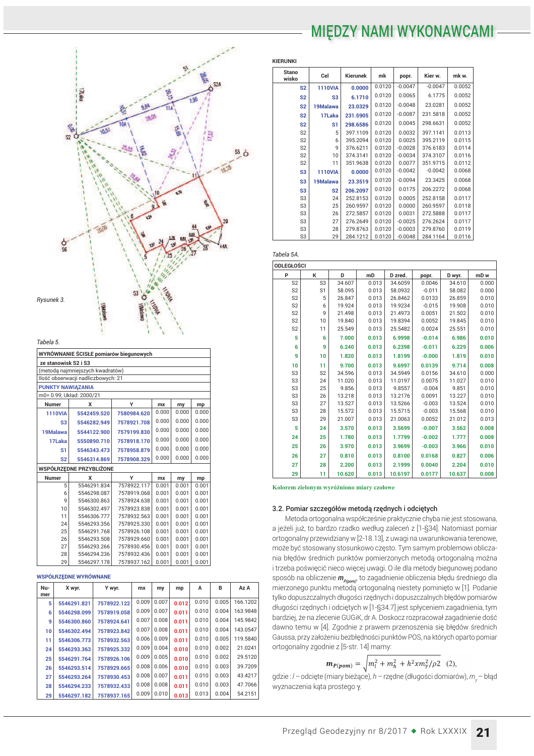Rysunek 3.

Tabela 5.

| WYRÓWNANIE ŚCISŁE pomiarów biegunowych | | | | | |
|---|---|---|---|---|---|
| ze stanowisk S2 i S3 | | | | | |
| (metodą najmniejszych kwadratów) | | | | | |
| Ilość obserwacji nadliczbowych: 21 | | | | | |
| PUNKTY NAWIĄZANIA | | | | | |
| m0= 0.99; Układ: 2000/21 | | | | | |
| Numer | X | Y | mx | my | mp |
| 1110VIA | 5542459.520 | 7580984.620 | 0.000 | 0.000 | 0.000 |
| S3 | 5546282.949 | 7578921.708 | 0.000 | 0.000 | 0.000 |
| 19Malawa | 5544122.900 | 7579199.830 | 0.000 | 0.000 | 0.000 |
| 17Laka | 5550890.710 | 7578918.170 | 0.000 | 0.000 | 0.000 |
| S1 | 5546343.473 | 7578958.879 | 0.000 | 0.000 | 0.000 |
| S2 | 5546314.869 | 7578908.329 | 0.000 | 0.000 | 0.000 |
| WSPÓŁRZĘDNE PRZYBLIŻONE | | | | | |
| Numer | X | Y | mx | my | mp |
| 5 | 5546291.834 | 7578922.117 | 0.001 | 0.001 | 0.001 |
| 6 | 5546298.087 | 7578919.068 | 0.001 | 0.001 | 0.001 |
| 9 | 5546300.863 | 7578924.638 | 0.001 | 0.001 | 0.001 |
| 10 | 5546302.497 | 7578923.838 | 0.001 | 0.001 | 0.001 |
| 11 | 5546306.777 | 7578932.563 | 0.001 | 0.001 | 0.001 |
| 24 | 5546293.356 | 7578925.330 | 0.001 | 0.001 | 0.001 |
| 25 | 5546291.768 | 7578926.108 | 0.001 | 0.001 | 0.001 |
| 26 | 5546293.508 | 7578929.660 | 0.001 | 0.001 | 0.001 |
| 27 | 5546293.266 | 7578930.456 | 0.001 | 0.001 | 0.001 |
| 28 | 5546294.236 | 7578932.436 | 0.001 | 0.001 | 0.001 |
| 29 | 5546297.178 | 7578937.162 | 0.001 | 0.001 | 0.001 |

WSPÓŁRZĘDNE WYRÓWNANE

| Numer | X wyr. | Y wyr. | mx | my | mp | A | B | Az A |
|---|---|---|---|---|---|---|---|---|
| 5 | 5546291.821 | 7578922.122 | 0.009 | 0.007 | 0.012 | 0.010 | 0.005 | 166.1202 |
| 6 | 5546298.099 | 7578919.058 | 0.009 | 0.007 | 0.011 | 0.010 | 0.004 | 163.9848 |
| 9 | 5546300.860 | 7578924.641 | 0.007 | 0.008 | 0.011 | 0.010 | 0.004 | 145.9842 |
| 10 | 5546302.494 | 7578923.842 | 0.007 | 0.008 | 0.011 | 0.010 | 0.004 | 143.0547 |
| 11 | 5546306.773 | 7578932.563 | 0.006 | 0.009 | 0.011 | 0.010 | 0.005 | 119.5840 |
| 24 | 5546293.363 | 7578925.332 | 0.009 | 0.004 | 0.010 | 0.010 | 0.002 | 21.0241 |
| 25 | 5546291.764 | 7578926.106 | 0.009 | 0.005 | 0.010 | 0.010 | 0.002 | 29.5120 |
| 26 | 5546293.514 | 7578929.665 | 0.008 | 0.006 | 0.010 | 0.010 | 0.003 | 39.7209 |
| 27 | 5546293.264 | 7578930.453 | 0.008 | 0.007 | 0.011 | 0.010 | 0.003 | 43.4217 |
| 28 | 5546294.233 | 7578932.433 | 0.008 | 0.008 | 0.011 | 0.010 | 0.003 | 47.7066 |
| 29 | 5546297.182 | 7578937.165 | 0.009 | 0.010 | 0.013 | 0.013 | 0.004 | 54.2151 |

KIERUNKI

| Stanowisko | Cel | Kierunek | mk | popr. | Kier w. | mk w. |
|---|---|---|---|---|---|---|
| S2 | 1110VIA | 0.0000 | 0.0120 | -0.0047 | -0.0047 | 0.0052 |
| S2 | S3 | 6.1710 | 0.0120 | 0.0065 | 6.1775 | 0.0052 |
| S2 | 19Malawa | 23.0329 | 0.0120 | -0.0048 | 23.0281 | 0.0052 |
| S2 | 17Laka | 231.5905 | 0.0120 | -0.0087 | 231.5818 | 0.0052 |
| S2 | S1 | 298.6586 | 0.0120 | 0.0045 | 298.6631 | 0.0052 |
| S2 | 5 | 397.1109 | 0.0120 | 0.0032 | 397.1141 | 0.0113 |
| S2 | 6 | 395.2094 | 0.0120 | 0.0025 | 395.2119 | 0.0115 |
| S2 | 9 | 376.6211 | 0.0120 | -0.0028 | 376.6183 | 0.0114 |
| S2 | 10 | 374.3141 | 0.0120 | -0.0034 | 374.3107 | 0.0116 |
| S2 | 11 | 351.9638 | 0.0120 | 0.0077 | 351.9715 | 0.0112 |
| S3 | 1110VIA | 0.0000 | 0.0120 | -0.0042 | -0.0042 | 0.0068 |
| S3 | 19Malawa | 23.3519 | 0.0120 | -0.0094 | 23.3425 | 0.0068 |
| S3 | S2 | 206.2097 | 0.0120 | 0.0175 | 206.2272 | 0.0068 |
| S3 | 24 | 252.8153 | 0.0120 | 0.0005 | 252.8158 | 0.0117 |
| S3 | 25 | 260.9597 | 0.0120 | 0.0000 | 260.9597 | 0.0118 |
| S3 | 26 | 272.5857 | 0.0120 | 0.0031 | 272.5888 | 0.0117 |
| S3 | 27 | 276.2649 | 0.0120 | -0.0025 | 276.2624 | 0.0117 |
| S3 | 28 | 279.8763 | 0.0120 | -0.0003 | 279.8760 | 0.0119 |
| S3 | 29 | 284.1212 | 0.0120 | -0.0048 | 284.1164 | 0.0116 |

Tabela 5A.

ODLEGŁOŚCI

| P | K | D | mD | D zred. | popr. | D wyr. | mD w |
|---|---|---|---|---|---|---|---|
| S2 | S3 | 34.607 | 0.013 | 34.6059 | 0.0046 | 34.610 | 0.000 |
| S2 | S1 | 58.095 | 0.013 | 58.0932 | -0.011 | 58.082 | 0.000 |
| S2 | 5 | 26.847 | 0.013 | 26.8462 | 0.0133 | 26.859 | 0.010 |
| S2 | 6 | 19.924 | 0.013 | 19.9234 | -0.015 | 19.908 | 0.010 |
| S2 | 9 | 21.498 | 0.013 | 21.4973 | 0.0051 | 21.502 | 0.010 |
| S2 | 10 | 19.840 | 0.013 | 19.8394 | 0.0052 | 19.845 | 0.010 |
| S2 | 11 | 25.549 | 0.013 | 25.5482 | 0.0024 | 25.551 | 0.010 |
| 5 | 6 | 7.000 | 0.013 | 6.9998 | -0.014 | 6.986 | 0.010 |
| 6 | 9 | 6.240 | 0.013 | 6.2398 | -0.011 | 6.229 | 0.006 |
| 9 | 10 | 1.820 | 0.013 | 1.8199 | -0.000 | 1.819 | 0.010 |
| 10 | 11 | 9.700 | 0.013 | 9.6997 | 0.0139 | 9.714 | 0.008 |
| S3 | S2 | 34.596 | 0.013 | 34.5949 | 0.0156 | 34.610 | 0.000 |
| S3 | 24 | 11.020 | 0.013 | 11.0197 | 0.0075 | 11.027 | 0.010 |
| S3 | 25 | 9.856 | 0.013 | 9.8557 | -0.004 | 9.851 | 0.010 |
| S3 | 26 | 13.218 | 0.013 | 13.2176 | 0.0091 | 13.227 | 0.010 |
| S3 | 27 | 13.527 | 0.013 | 13.5266 | -0.003 | 13.524 | 0.010 |
| S3 | 28 | 15.572 | 0.013 | 15.5715 | -0.003 | 15.568 | 0.010 |
| S3 | 29 | 21.007 | 0.013 | 21.0063 | 0.0052 | 21.012 | 0.013 |
| 5 | 24 | 3.570 | 0.013 | 3.5699 | -0.007 | 3.562 | 0.008 |
| 24 | 25 | 1.780 | 0.013 | 1.7799 | -0.002 | 1.777 | 0.008 |
| 25 | 26 | 3.970 | 0.013 | 3.9699 | -0.003 | 3.966 | 0.010 |
| 26 | 27 | 0.810 | 0.013 | 0.8100 | 0.0168 | 0.827 | 0.006 |
| 27 | 28 | 2.200 | 0.013 | 2.1999 | 0.0040 | 2.204 | 0.010 |
| 29 | 11 | 10.620 | 0.013 | 10.6197 | 0.0177 | 10.637 | 0.008 |

Kolorem zielonym wyróżniono miary czołowe

### 3.2. Pomiar szczegółów metodą rzędnych i odciętych

Metoda ortogonalna współcześnie praktycznie chyba nie jest stosowana, a jeżeli już, to bardzo rzadko według zaleceń z [1-§34]. Natomiast pomiar ortogonalny przewidziany w [2-18.13], z uwagi na uwarunkowania terenowe, może być stosowany stosunkowo często. Tym samym problemowi obliczania błędów średnich punktów pomierzonych metodą ortogonalną można i trzeba poświęcić nieco więcej uwagi. O ile dla metody biegunowej podano sposób na obliczenie $m_{P(pom)}$, to zagadnienie obliczenia błędu średniego dla mierzonego punktu metodą ortogonalną niestety pominięto w [1]. Podanie tylko dopuszczalnych długości rzędnych i dopuszczalnych błędów pomiarów długości rzędnych i odciętych w [1-§34.7] jest spłyceniem zagadnienia, tym bardziej, że na zlecenie GUGiK, dr A. Doskocz rozpracował zagadnienie dość dawno temu w [4]. Zgodnie z prawem przenoszenia się błędów średnich Gaussa, przy założeniu bezbłędności punktów POS, na których oparto pomiar ortogonalny zgodnie z [5-str. 14] mamy:

$$m_{P(pom)} = \sqrt{m_l^2 + m_h^2 + h^2 x m_\gamma^2 / \rho 2} \quad (2),$$

gdzie : $l$ – odcięte (miary bieżące), $h$ – rzędne (długości domiarów), $m_\gamma$ – błąd wyznaczenia kąta prostego $\gamma$.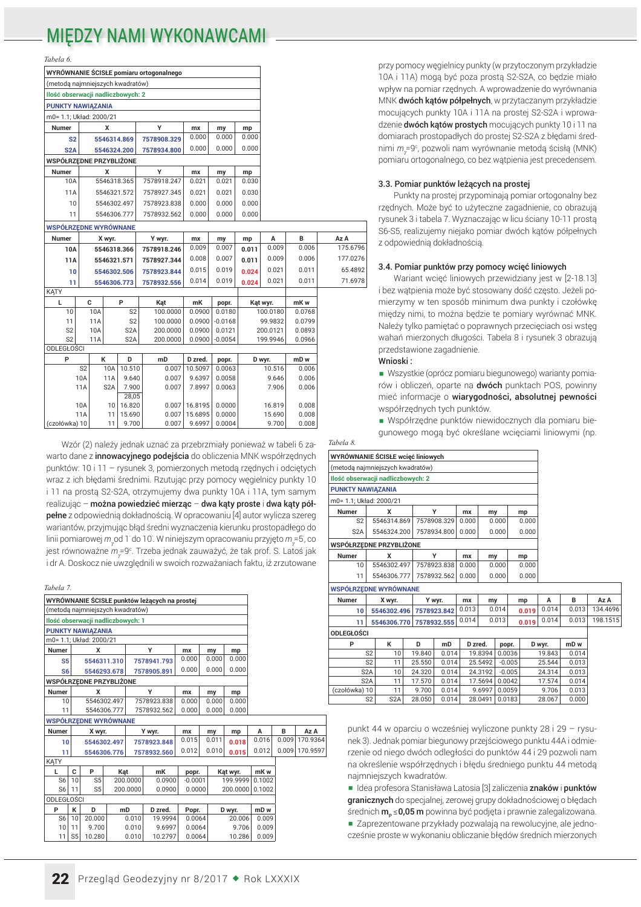Tabela 6.

| WYRÓWNANIE ŚCISŁE pomiaru ortogonalnego | | | | | | | | |
|---|---|---|---|---|---|---|---|---|
| (metodą najmniejszych kwadratów) | | | | | | | | |
| Ilość obserwacji nadliczbowych: 2 | | | | | | | | |
| PUNKTY NAWIĄZANIA | | | | | | | | |
| m0= 1.1; Układ: 2000/21 | | | | | | | | |
| Numer | X | Y | mx | my | mp | | | |
| S2 | 5546314.869 | 7578908.329 | 0.000 | 0.000 | 0.000 | | | |
| S2A | 5546324.200 | 7578934.800 | 0.000 | 0.000 | 0.000 | | | |
| WSPÓŁRZĘDNE PRZYBLIŻONE | | | | | | | | |
| Numer | X | Y | mx | my | mp | | | |
| 10A | 5546318.365 | 7578918.247 | 0.021 | 0.021 | 0.030 | | | |
| 11A | 5546321.572 | 7578927.345 | 0.021 | 0.021 | 0.030 | | | |
| 10 | 5546302.497 | 7578923.838 | 0.000 | 0.000 | 0.000 | | | |
| 11 | 5546306.777 | 7578932.562 | 0.000 | 0.000 | 0.000 | | | |
| WSPÓŁRZĘDNE WYRÓWNANE | | | | | | | | |
| Numer | X wyr. | Y wyr. | mx | my | mp | A | B | Az A |
| 10A | 5546318.366 | 7578918.246 | 0.009 | 0.007 | 0.011 | 0.009 | 0.006 | 175.6796 |
| 11A | 5546321.571 | 7578927.344 | 0.008 | 0.007 | 0.011 | 0.009 | 0.006 | 177.0276 |
| 10 | 5546302.506 | 7578923.844 | 0.015 | 0.019 | 0.024 | 0.021 | 0.011 | 65.4892 |
| 11 | 5546306.773 | 7578932.556 | 0.014 | 0.019 | 0.024 | 0.021 | 0.011 | 71.6978 |

| KĄTY | | | | | | | |
|---|---|---|---|---|---|---|---|
| L | C | P | Kąt | mK | popr. | Kąt wyr. | mK w |
| 10 | 10A | S2 | 100.0000 | 0.0900 | 0.0180 | 100.0180 | 0.0768 |
| 11 | 11A | S2 | 100.0000 | 0.0900 | -0.0168 | 99.9832 | 0.0799 |
| S2 | 10A | S2A | 200.0000 | 0.0900 | 0.0121 | 200.0121 | 0.0893 |
| S2 | 11A | S2A | 200.0000 | 0.0900 | -0.0054 | 199.9946 | 0.0966 |

| ODLEGŁOŚCI | | | | | | | |
|---|---|---|---|---|---|---|---|
| P | K | D | mD | D zred. | popr. | D wyr. | mD w |
| S2 | 10A | 10.510 | 0.007 | 10.5097 | 0.0063 | 10.516 | 0.006 |
| 10A | 11A | 9.640 | 0.007 | 9.6397 | 0.0058 | 9.646 | 0.006 |
| 11A | S2A | 7.900 | 0.007 | 7.8997 | 0.0063 | 7.906 | 0.006 |
| | | 28,05 | | | | | |
| 10A | 10 | 16.820 | 0.007 | 16.8195 | 0.0000 | 16.819 | 0.008 |
| 11A | 11 | 15.690 | 0.007 | 15.6895 | 0.0000 | 15.690 | 0.008 |
| (czołówka) 10 | 11 | 9.700 | 0.007 | 9.6997 | 0.0004 | 9.700 | 0.008 |

Wzór (2) należy jednak uznać za przebrzmiały ponieważ w tabeli 6 zawarto dane z **innowacyjnego podejścia** do obliczenia MNK współrzędnych punktów: 10 i 11 – rysunek 3, pomierzonych metodą rzędnych i odciętych wraz z ich błędami średnimi. Rzutując przy pomocy węgielnicy punkty 10 i 11 na prostą S2-S2A, otrzymujemy dwa punkty 10A i 11A, tym samym realizując – **można powiedzieć mierząc – dwa kąty proste** i **dwa kąty półpełne** z odpowiednią dokładnością. W opracowaniu [4] autor wylicza szereg wariantów, przyjmując błąd średni wyznaczenia kierunku prostopadłego do linii pomiarowej $m_\gamma$ od 1' do 10'. W niniejszym opracowaniu przyjęto $m_\gamma$=5, co jest równoważne $m_\gamma$=9$^c$. Trzeba jednak zauważyć, że tak prof. S. Latoś jak i dr A. Doskocz nie uwzględnili w swoich rozważaniach faktu, iż zrzutowane przy pomocy węgielnicy punkty (w przytoczonym przykładzie 10A i 11A) mogą być poza prostą S2-S2A, co będzie miało wpływ na pomiar rzędnych. A wprowadzenie do wyrównania MNK **dwóch kątów półpełnych**, w przytaczanym przykładzie mocujących punkty 10A i 11A na prostej S2-S2A i wprowadzenie **dwóch kątów prostych** mocujących punkty 10 i 11 na domiarach prostopadłych do prostej S2-S2A z błędami średnimi $m_\gamma$=9$^c$, pozwoli nam wyrównanie metodą ścisłą (MNK) pomiaru ortogonalnego, co bez wątpienia jest precedensem.

Tabela 7.

| WYRÓWNANIE ŚCISŁE punktów leżących na prostej | | | | | | | | |
|---|---|---|---|---|---|---|---|---|
| (metodą najmniejszych kwadratów) | | | | | | | | |
| Ilość obserwacji nadliczbowych: 1 | | | | | | | | |
| PUNKTY NAWIĄZANIA | | | | | | | | |
| m0= 1.1; Układ: 2000/21 | | | | | | | | |
| Numer | X | Y | mx | my | mp | | | |
| S5 | 5546311.310 | 7578941.793 | 0.000 | 0.000 | 0.000 | | | |
| S6 | 5546293.678 | 7578905.891 | 0.000 | 0.000 | 0.000 | | | |
| WSPÓŁRZĘDNE PRZYBLIŻONE | | | | | | | | |
| Numer | X | Y | mx | my | mp | | | |
| 10 | 5546302.497 | 7578923.838 | 0.000 | 0.000 | 0.000 | | | |
| 11 | 5546306.777 | 7578932.562 | 0.000 | 0.000 | 0.000 | | | |
| WSPÓŁRZĘDNE WYRÓWNANE | | | | | | | | |
| Numer | X wyr. | Y wyr. | mx | my | mp | A | B | Az A |
| 10 | 5546302.497 | 7578923.848 | 0.015 | 0.011 | 0.018 | 0.016 | 0.009 | 170.9364 |
| 11 | 5546306.776 | 7578932.560 | 0.012 | 0.010 | 0.015 | 0.012 | 0.009 | 170.9597 |

| KĄTY | | | | | | | |
|---|---|---|---|---|---|---|---|
| L | C | P | Kąt | mK | popr. | Kąt wyr. | mK w |
| S6 | 10 | S5 | 200.0000 | 0.0900 | -0.0001 | 199.9999 | 0.1002 |
| S6 | 11 | S5 | 200.0000 | 0.0900 | 0.0000 | 200.0000 | 0.1002 |

| ODLEGŁOŚCI | | | | | | | |
|---|---|---|---|---|---|---|---|
| P | K | D | mD | D zred. | Popr. | D wyr. | mD w |
| S6 | 10 | 20.000 | 0.010 | 19.9994 | 0.0064 | 20.006 | 0.009 |
| 10 | 11 | 9.700 | 0.010 | 9.6997 | 0.0064 | 9.706 | 0.009 |
| 11 | S5 | 10.280 | 0.010 | 10.2797 | 0.0064 | 10.286 | 0.009 |

### 3.3. Pomiar punktów leżących na prostej

Punkty na prostej przypominają pomiar ortogonalny bez rzędnych. Może być to użyteczne zagadnienie, co obrazują rysunek 3 i tabela 7. Wyznaczając w licu ściany 10-11 prostą S6-S5, realizujemy niejako pomiar dwóch kątów półpełnych z odpowiednią dokładnością.

### 3.4. Pomiar punktów przy pomocy wcięć liniowych

Wariant wcięć liniowych przewidziany jest w [2-18.13] i bez wątpienia może być stosowany dość często. Jeżeli pomierzymy w ten sposób minimum dwa punkty i czołówkę między nimi, to można będzie te pomiary wyrównać MNK. Należy tylko pamiętać o poprawnych przecięciach osi wstęg wahań mierzonych długości. Tabela 8 i rysunek 3 obrazują przedstawione zagadnienie.

**Wnioski :**

- Wszystkie (oprócz pomiaru biegunowego) warianty pomiarów i obliczeń, oparte na **dwóch** punktach POS, powinny mieć informacje o **wiarygodności, absolutnej pewności** współrzędnych tych punktów.
- Współrzędne punktów niewidocznych dla pomiaru biegunowego mogą być określane wcięciami liniowymi (np. punkt 44 w oparciu o wcześniej wyliczone punkty 28 i 29 – rysunek 3). Jednak pomiar biegunowy przejściowego punktu 44A i odmierzenie od niego dwóch odległości do punktów 44 i 29 pozwoli nam na określenie współrzędnych i błędu średniego punktu 44 metodą najmniejszych kwadratów.
- Idea profesora Stanisława Latosia [3] zaliczenia **znaków** i **punktów granicznych** do specjalnej, zerowej grupy dokładnościowej o błędach średnich $\mathbf{m_p \leq 0{,}05}$ **m** powinna być podjęta i prawnie zalegalizowana.
- Zaprezentowane przykłady pozwalają na rewolucyjne, ale jednocześnie proste w wykonaniu obliczanie błędów średnich mierzonych

Tabela 8.

| WYRÓWNANIE ŚCISŁE wcięć liniowych | | | | | | | | |
|---|---|---|---|---|---|---|---|---|
| (metodą najmniejszych kwadratów) | | | | | | | | |
| Ilość obserwacji nadliczbowych: 2 | | | | | | | | |
| PUNKTY NAWIĄZANIA | | | | | | | | |
| m0= 1.1; Układ: 2000/21 | | | | | | | | |
| Numer | X | Y | mx | my | mp | | | |
| S2 | 5546314.869 | 7578908.329 | 0.000 | 0.000 | 0.000 | | | |
| S2A | 5546324.200 | 7578934.800 | 0.000 | 0.000 | 0.000 | | | |
| WSPÓŁRZĘDNE PRZYBLIŻONE | | | | | | | | |
| Numer | X | Y | mx | my | mp | | | |
| 10 | 5546302.497 | 7578923.838 | 0.000 | 0.000 | 0.000 | | | |
| 11 | 5546306.777 | 7578932.562 | 0.000 | 0.000 | 0.000 | | | |
| WSPÓŁRZĘDNE WYRÓWNANE | | | | | | | | |
| Numer | X wyr. | Y wyr. | mx | my | mp | A | B | Az A |
| 10 | 5546302.496 | 7578923.842 | 0.013 | 0.014 | 0.019 | 0.014 | 0.013 | 134.4696 |
| 11 | 5546306.770 | 7578932.555 | 0.014 | 0.013 | 0.019 | 0.014 | 0.013 | 198.1515 |

| ODLEGŁOŚCI | | | | | | | |
|---|---|---|---|---|---|---|---|
| P | K | D | mD | D zred. | popr. | D wyr. | mD w |
| S2 | 10 | 19.840 | 0.014 | 19.8394 | 0.0036 | 19.843 | 0.014 |
| S2 | 11 | 25.550 | 0.014 | 25.5492 | -0.005 | 25.544 | 0.013 |
| S2A | 10 | 24.320 | 0.014 | 24.3192 | -0.005 | 24.314 | 0.013 |
| S2A | 11 | 17.570 | 0.014 | 17.5694 | 0.0042 | 17.574 | 0.014 |
| (czołówka) 10 | 11 | 9.700 | 0.014 | 9.6997 | 0.0059 | 9.706 | 0.013 |
| S2 | S2A | 28.050 | 0.014 | 28.0491 | 0.0183 | 28.067 | 0.000 |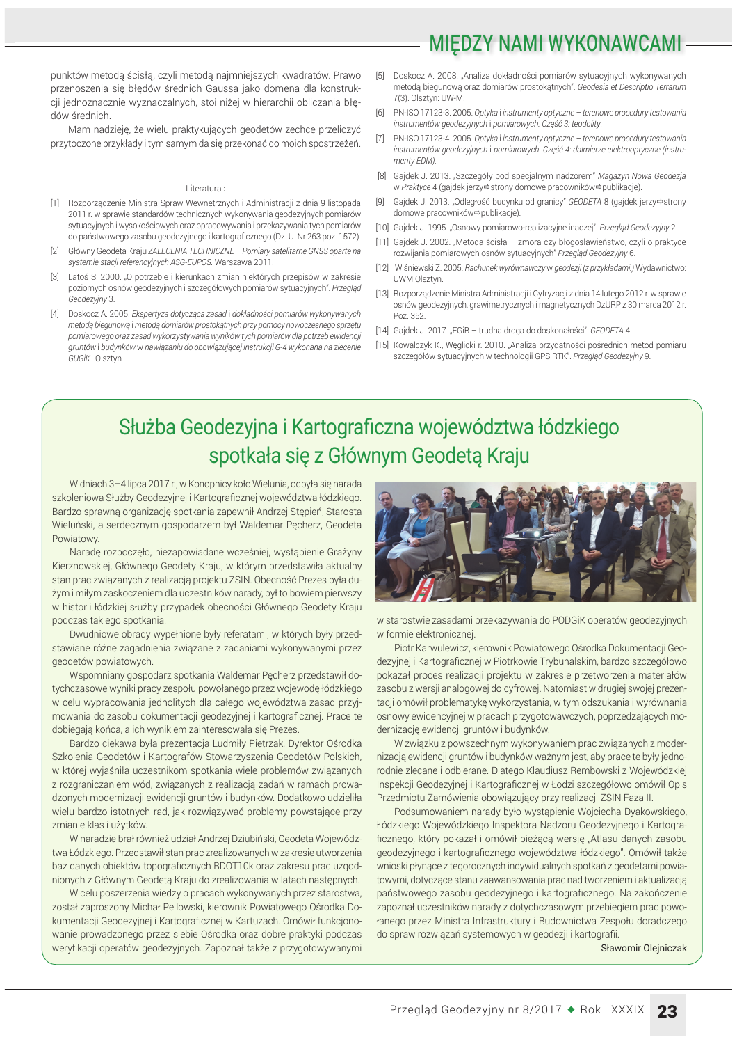punktów metodą ścisłą, czyli metodą najmniejszych kwadratów. Prawo przenoszenia się błędów średnich Gaussa jako domena dla konstrukcji jednoznacznie wyznaczalnych, stoi niżej w hierarchii obliczania błędów średnich.

Mam nadzieję, że wielu praktykujących geodetów zechce przeliczyć przytoczone przykłady i tym samym da się przekonać do moich spostrzeżeń.

Literatura:

[1] Rozporządzenie Ministra Spraw Wewnętrznych i Administracji z dnia 9 listopada 2011 r. w sprawie standardów technicznych wykonywania geodezyjnych pomiarów sytuacyjnych i wysokościowych oraz opracowywania i przekazywania tych pomiarów do państwowego zasobu geodezyjnego i kartograficznego (Dz. U. Nr 263 poz. 1572).

[2] Główny Geodeta Kraju *ZALECENIA TECHNICZNE – Pomiary satelitarne GNSS oparte na systemie stacji referencyjnych ASG-EUPOS*. Warszawa 2011.

[3] Latoś S. 2000. „O potrzebie i kierunkach zmian niektórych przepisów w zakresie poziomych osnów geodezyjnych i szczegółowych pomiarów sytuacyjnych". *Przegląd Geodezyjny* 3.

[4] Doskocz A. 2005. *Ekspertyza dotycząca zasad i dokładności pomiarów wykonywanych metodą biegunową i metodą domiarów prostokątnych przy pomocy nowoczesnego sprzętu pomiarowego oraz zasad wykorzystywania wyników tych pomiarów dla potrzeb ewidencji gruntów i budynków w nawiązaniu do obowiązującej instrukcji G-4 wykonana na zlecenie GUGiK*. Olsztyn.

[5] Doskocz A. 2008. „Analiza dokładności pomiarów sytuacyjnych wykonywanych metodą biegunową oraz domiarów prostokątnych". *Geodesia et Descriptio Terrarum* 7(3). Olsztyn: UW-M.

[6] PN-ISO 17123-3. 2005. *Optyka i instrumenty optyczne – terenowe procedury testowania instrumentów geodezyjnych i pomiarowych. Część 3: teodolity.*

[7] PN-ISO 17123-4. 2005. *Optyka i instrumenty optyczne – terenowe procedury testowania instrumentów geodezyjnych i pomiarowych. Część 4: dalmierze elektrooptyczne (instrumenty EDM).*

[8] Gajdek J. 2013. „Szczegóły pod specjalnym nadzorem" *Magazyn Nowa Geodezja w Praktyce* 4 (gajdek jerzy⇨strony domowe pracowników⇨publikacje).

[9] Gajdek J. 2013. „Odległość budynku od granicy" *GEODETA* 8 (gajdek jerzy⇨strony domowe pracowników⇨publikacje).

[10] Gajdek J. 1995. „Osnowy pomiarowo-realizacyjne inaczej". *Przegląd Geodezyjny* 2.

[11] Gajdek J. 2002. „Metoda ścisła – zmora czy błogosławieństwo, czyli o praktyce rozwijania pomiarowych osnów sytuacyjnych" *Przegląd Geodezyjny* 6.

[12] Wiśniewski Z. 2005. *Rachunek wyrównawczy w geodezji (z przykładami.)* Wydawnictwo: UWM Olsztyn.

[13] Rozporządzenie Ministra Administracji i Cyfryzacji z dnia 14 lutego 2012 r. w sprawie osnów geodezyjnych, grawimetrycznych i magnetycznych DzURP z 30 marca 2012 r. Poz. 352.

[14] Gajdek J. 2017. „EGiB – trudna droga do doskonałości". *GEODETA* 4

[15] Kowalczyk K., Węglicki r. 2010. „Analiza przydatności pośrednich metod pomiaru szczegółów sytuacyjnych w technologii GPS RTK". *Przegląd Geodezyjny* 9.

## Służba Geodezyjna i Kartograficzna województwa łódzkiego spotkała się z Głównym Geodetą Kraju

W dniach 3–4 lipca 2017 r., w Konopnicy koło Wielunia, odbyła się narada szkoleniowa Służby Geodezyjnej i Kartograficznej województwa łódzkiego. Bardzo sprawną organizację spotkania zapewnił Andrzej Stępień, Starosta Wieluński, a serdecznym gospodarzem był Waldemar Pęcherz, Geodeta Powiatowy.

Naradę rozpoczęło, niezapowiadane wcześniej, wystąpienie Grażyny Kierznowskiej, Głównego Geodety Kraju, w którym przedstawiła aktualny stan prac związanych z realizacją projektu ZSIN. Obecność Prezes była dużym i miłym zaskoczeniem dla uczestników narady, był to bowiem pierwszy w historii łódzkiej służby przypadek obecności Głównego Geodety Kraju podczas takiego spotkania.

Dwudniowe obrady wypełnione były referatami, w których były przedstawiane różne zagadnienia związane z zadaniami wykonywanymi przez geodetów powiatowych.

Wspomniany gospodarz spotkania Waldemar Pęcherz przedstawił dotychczasowe wyniki pracy zespołu powołanego przez wojewodę łódzkiego w celu wypracowania jednolitych dla całego województwa zasad przyjmowania do zasobu dokumentacji geodezyjnej i kartograficznej. Prace te dobiegają końca, a ich wynikiem zainteresowała się Prezes.

Bardzo ciekawa była prezentacja Ludmiły Pietrzak, Dyrektor Ośrodka Szkolenia Geodetów i Kartografów Stowarzyszenia Geodetów Polskich, w której wyjaśniła uczestnikom spotkania wiele problemów związanych z rozgraniczaniem wód, związanych z realizacją zadań w ramach prowadzonych modernizacji ewidencji gruntów i budynków. Dodatkowo udzieliła wielu bardzo istotnych rad, jak rozwiązywać problemy powstające przy zmianie klas i użytków.

W naradzie brał również udział Andrzej Dziubiński, Geodeta Województwa Łódzkiego. Przedstawił stan prac zrealizowanych w zakresie utworzenia baz danych obiektów topograficznych BDOT10k oraz zakresu prac uzgodnionych z Głównym Geodetą Kraju do zrealizowania w latach następnych.

W celu poszerzenia wiedzy o pracach wykonywanych przez starostwa, został zaproszony Michał Pellowski, kierownik Powiatowego Ośrodka Dokumentacji Geodezyjnej i Kartograficznej w Kartuzach. Omówił funkcjonowanie prowadzonego przez siebie Ośrodka oraz dobre praktyki podczas weryfikacji operatów geodezyjnych. Zapoznał także z przygotowywanymi w starostwie zasadami przekazywania do PODGiK operatów geodezyjnych w formie elektronicznej.

Piotr Karwulewicz, kierownik Powiatowego Ośrodka Dokumentacji Geodezyjnej i Kartograficznej w Piotrkowie Trybunalskim, bardzo szczegółowo pokazał proces realizacji projektu w zakresie przetworzenia materiałów zasobu z wersji analogowej do cyfrowej. Natomiast w drugiej swojej prezentacji omówił problematykę wykorzystania, w tym odszukania i wyrównania osnowy ewidencyjnej w pracach przygotowawczych, poprzedzających modernizację ewidencji gruntów i budynków.

W związku z powszechnym wykonywaniem prac związanych z modernizacją ewidencji gruntów i budynków ważnym jest, aby prace te były jednorodnie zlecane i odbierane. Dlatego Klaudiusz Rembowski z Wojewódzkiej Inspekcji Geodezyjnej i Kartograficznej w Łodzi szczegółowo omówił Opis Przedmiotu Zamówienia obowiązujący przy realizacji ZSIN Faza II.

Podsumowaniem narady było wystąpienie Wojciecha Dyakowskiego, Łódzkiego Wojewódzkiego Inspektora Nadzoru Geodezyjnego i Kartograficznego, który pokazał i omówił bieżącą wersję „Atlasu danych zasobu geodezyjnego i kartograficznego województwa łódzkiego". Omówił także wnioski płynące z tegorocznych indywidualnych spotkań z geodetami powiatowymi, dotyczące stanu zaawansowania prac nad tworzeniem i aktualizacją państwowego zasobu geodezyjnego i kartograficznego. Na zakończenie zapoznał uczestników narady z dotychczasowym przebiegiem prac powołanego przez Ministra Infrastruktury i Budownictwa Zespołu doradczego do spraw rozwiązań systemowych w geodezji i kartografii.

Sławomir Olejniczak